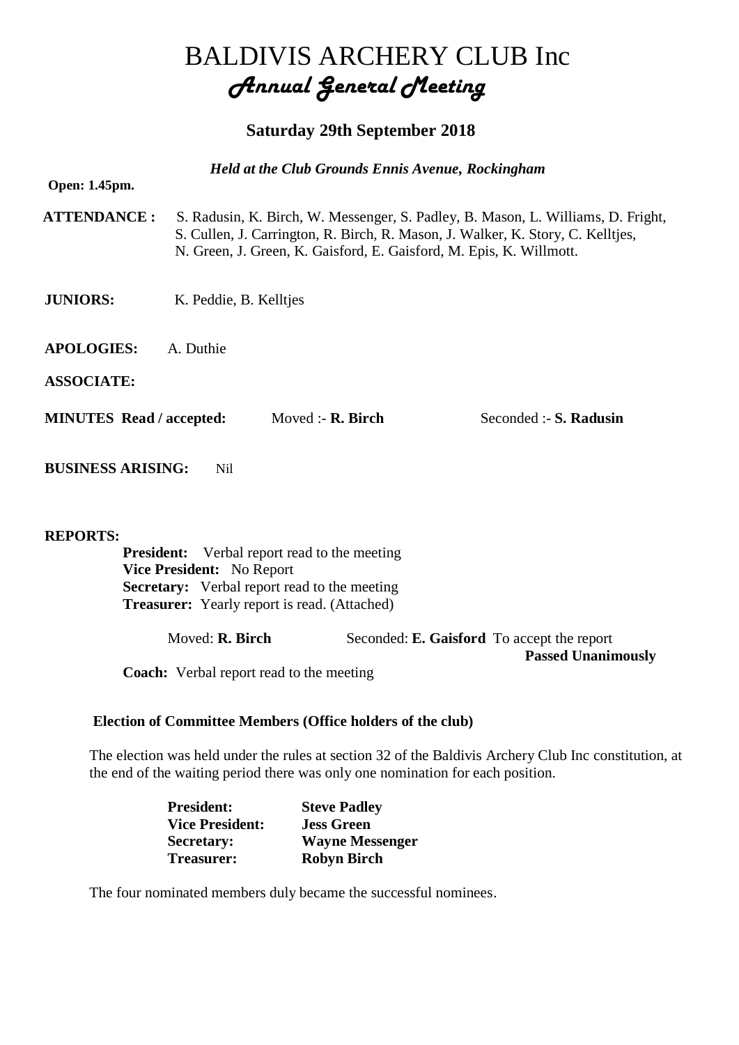# BALDIVIS ARCHERY CLUB Inc

## *Annual General Meeting*

### Saturday 29th September 2018

***Held at the Club Grounds Ennis Avenue, Rockingham***

**Open: 1.45pm.**

**ATTENDANCE :** S. Radusin, K. Birch, W. Messenger, S. Padley, B. Mason, L. Williams, D. Fright, S. Cullen, J. Carrington, R. Birch, R. Mason, J. Walker, K. Story, C. Kelltjes, N. Green, J. Green, K. Gaisford, E. Gaisford, M. Epis, K. Willmott.

**JUNIORS:** K. Peddie, B. Kelltjes

**APOLOGIES:** A. Duthie

**ASSOCIATE:**

**MINUTES Read / accepted:** Moved :- **R. Birch** Seconded :- **S. Radusin**

**BUSINESS ARISING:** Nil

**REPORTS:**

**President:** Verbal report read to the meeting
**Vice President:** No Report
**Secretary:** Verbal report read to the meeting
**Treasurer:** Yearly report is read. (Attached)

Moved: **R. Birch** Seconded: **E. Gaisford** To accept the report
**Passed Unanimously**

**Coach:** Verbal report read to the meeting

**Election of Committee Members (Office holders of the club)**

The election was held under the rules at section 32 of the Baldivis Archery Club Inc constitution, at the end of the waiting period there was only one nomination for each position.

| | |
|---|---|
| **President:** | **Steve Padley** |
| **Vice President:** | **Jess Green** |
| **Secretary:** | **Wayne Messenger** |
| **Treasurer:** | **Robyn Birch** |

The four nominated members duly became the successful nominees.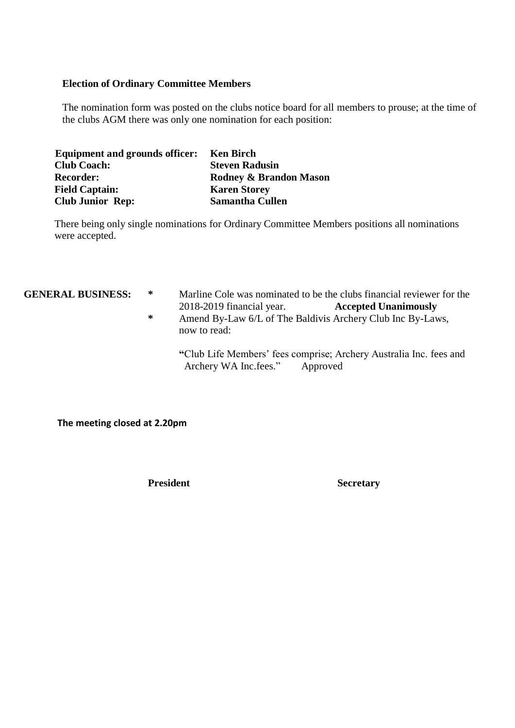**Election of Ordinary Committee Members**

The nomination form was posted on the clubs notice board for all members to prouse; at the time of the clubs AGM there was only one nomination for each position:

| | |
|---|---|
| **Equipment and grounds officer:** | **Ken Birch** |
| **Club Coach:** | **Steven Radusin** |
| **Recorder:** | **Rodney & Brandon Mason** |
| **Field Captain:** | **Karen Storey** |
| **Club Junior Rep:** | **Samantha Cullen** |

There being only single nominations for Ordinary Committee Members positions all nominations were accepted.

**GENERAL BUSINESS:**

* Marline Cole was nominated to be the clubs financial reviewer for the 2018-2019 financial year. **Accepted Unanimously**
* Amend By-Law 6/L of The Baldivis Archery Club Inc By-Laws, now to read:

  **"**Club Life Members' fees comprise; Archery Australia Inc. fees and Archery WA Inc.fees." Approved

**The meeting closed at 2.20pm**

**President** **Secretary**